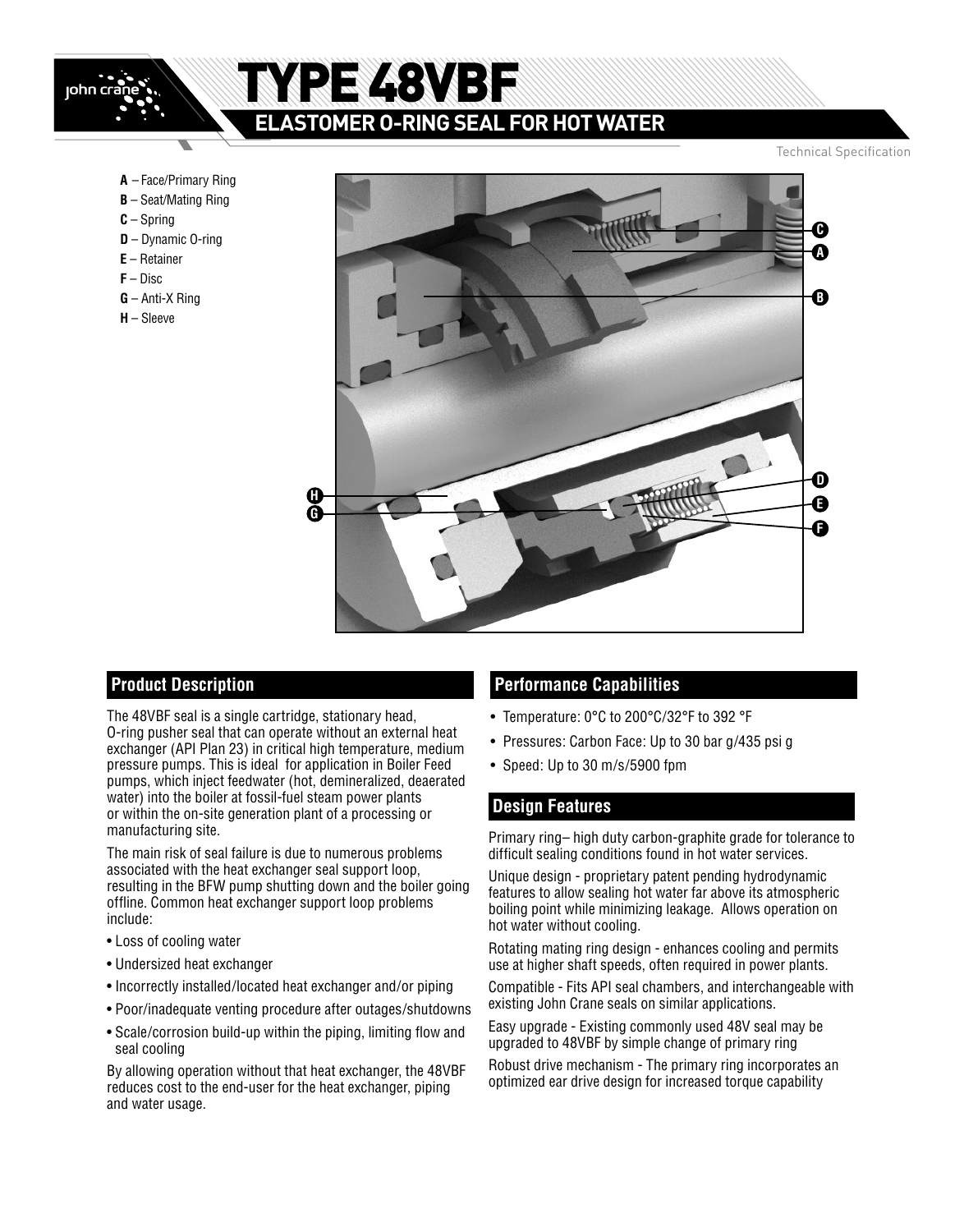# TYPE 48VBF

## ELASTOMER O-RING SEAL FOR HOT WATER

Technical Specification

- **A** – Face/Primary Ring
- **B** – Seat/Mating Ring
- **C** – Spring
- **D** – Dynamic O-ring
- **E** – Retainer
- **F** – Disc
- **G** – Anti-X Ring
- **H** – Sleeve

## Product Description

The 48VBF seal is a single cartridge, stationary head, O-ring pusher seal that can operate without an external heat exchanger (API Plan 23) in critical high temperature, medium pressure pumps. This is ideal for application in Boiler Feed pumps, which inject feedwater (hot, demineralized, deaerated water) into the boiler at fossil-fuel steam power plants or within the on-site generation plant of a processing or manufacturing site.

The main risk of seal failure is due to numerous problems associated with the heat exchanger seal support loop, resulting in the BFW pump shutting down and the boiler going offline. Common heat exchanger support loop problems include:

- Loss of cooling water
- Undersized heat exchanger
- Incorrectly installed/located heat exchanger and/or piping
- Poor/inadequate venting procedure after outages/shutdowns
- Scale/corrosion build-up within the piping, limiting flow and seal cooling

By allowing operation without that heat exchanger, the 48VBF reduces cost to the end-user for the heat exchanger, piping and water usage.

## Performance Capabilities

- Temperature: 0°C to 200°C/32°F to 392 °F
- Pressures: Carbon Face: Up to 30 bar g/435 psi g
- Speed: Up to 30 m/s/5900 fpm

## Design Features

Primary ring– high duty carbon-graphite grade for tolerance to difficult sealing conditions found in hot water services.

Unique design - proprietary patent pending hydrodynamic features to allow sealing hot water far above its atmospheric boiling point while minimizing leakage. Allows operation on hot water without cooling.

Rotating mating ring design - enhances cooling and permits use at higher shaft speeds, often required in power plants.

Compatible - Fits API seal chambers, and interchangeable with existing John Crane seals on similar applications.

Easy upgrade - Existing commonly used 48V seal may be upgraded to 48VBF by simple change of primary ring

Robust drive mechanism - The primary ring incorporates an optimized ear drive design for increased torque capability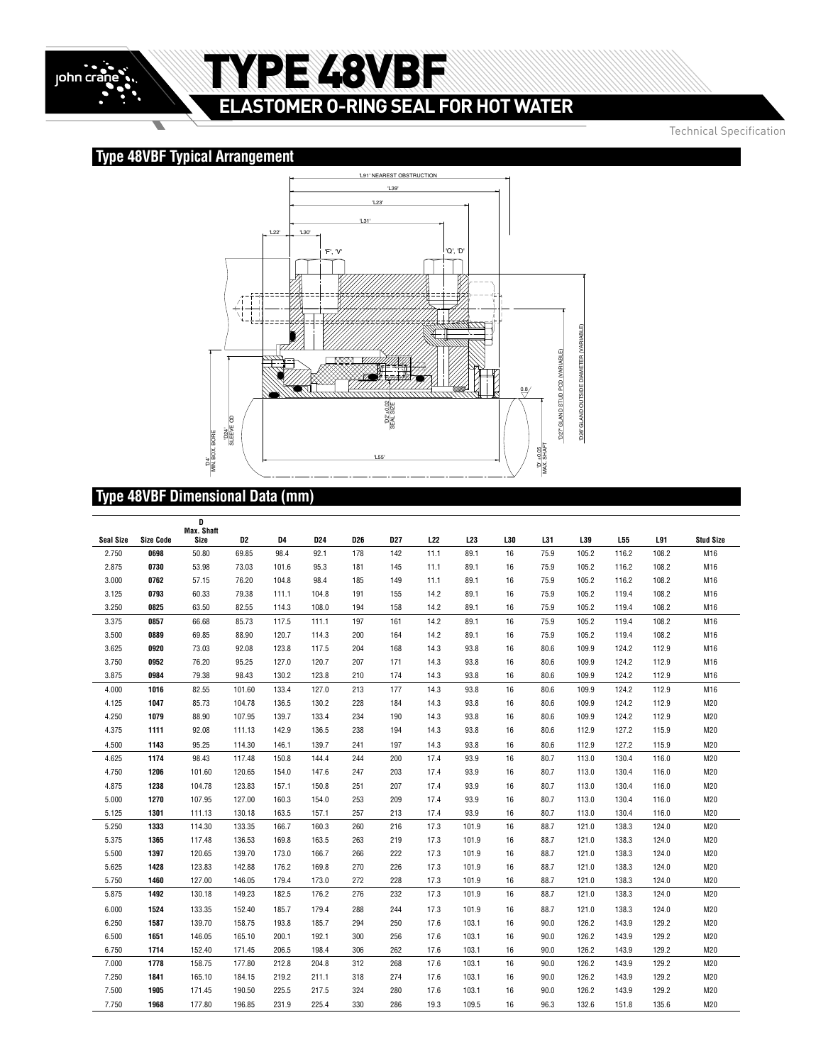# TYPE 48VBF

## ELASTOMER O-RING SEAL FOR HOT WATER

Technical Specification

### Type 48VBF Typical Arrangement

'L91' NEAREST OBSTRUCTION
'L39'
'L23'
'L31'
'L22' 'L30'
'F', 'V' 'Q', 'D'
'D4' MIN. BOX BORE
'D24' SLEEVE OD
'D2'±0.02 SEAL SIZE
'L55'
0.8
'D' ±0.05 MAX. SHAFT
'D27' GLAND STUD PCD (VARIABLE)
'D26' GLAND OUTSIDE DIAMETER (VARIABLE)

### Type 48VBF Dimensional Data (mm)

| Seal Size | Size Code | D Max. Shaft Size | D2 | D4 | D24 | D26 | D27 | L22 | L23 | L30 | L31 | L39 | L55 | L91 | Stud Size |
|---|---|---|---|---|---|---|---|---|---|---|---|---|---|---|---|
| 2.750 | **0698** | 50.80 | 69.85 | 98.4 | 92.1 | 178 | 142 | 11.1 | 89.1 | 16 | 75.9 | 105.2 | 116.2 | 108.2 | M16 |
| 2.875 | **0730** | 53.98 | 73.03 | 101.6 | 95.3 | 181 | 145 | 11.1 | 89.1 | 16 | 75.9 | 105.2 | 116.2 | 108.2 | M16 |
| 3.000 | **0762** | 57.15 | 76.20 | 104.8 | 98.4 | 185 | 149 | 11.1 | 89.1 | 16 | 75.9 | 105.2 | 116.2 | 108.2 | M16 |
| 3.125 | **0793** | 60.33 | 79.38 | 111.1 | 104.8 | 191 | 155 | 14.2 | 89.1 | 16 | 75.9 | 105.2 | 119.4 | 108.2 | M16 |
| 3.250 | **0825** | 63.50 | 82.55 | 114.3 | 108.0 | 194 | 158 | 14.2 | 89.1 | 16 | 75.9 | 105.2 | 119.4 | 108.2 | M16 |
| 3.375 | **0857** | 66.68 | 85.73 | 117.5 | 111.1 | 197 | 161 | 14.2 | 89.1 | 16 | 75.9 | 105.2 | 119.4 | 108.2 | M16 |
| 3.500 | **0889** | 69.85 | 88.90 | 120.7 | 114.3 | 200 | 164 | 14.2 | 89.1 | 16 | 75.9 | 105.2 | 119.4 | 108.2 | M16 |
| 3.625 | **0920** | 73.03 | 92.08 | 123.8 | 117.5 | 204 | 168 | 14.3 | 93.8 | 16 | 80.6 | 109.9 | 124.2 | 112.9 | M16 |
| 3.750 | **0952** | 76.20 | 95.25 | 127.0 | 120.7 | 207 | 171 | 14.3 | 93.8 | 16 | 80.6 | 109.9 | 124.2 | 112.9 | M16 |
| 3.875 | **0984** | 79.38 | 98.43 | 130.2 | 123.8 | 210 | 174 | 14.3 | 93.8 | 16 | 80.6 | 109.9 | 124.2 | 112.9 | M16 |
| 4.000 | **1016** | 82.55 | 101.60 | 133.4 | 127.0 | 213 | 177 | 14.3 | 93.8 | 16 | 80.6 | 109.9 | 124.2 | 112.9 | M16 |
| 4.125 | **1047** | 85.73 | 104.78 | 136.5 | 130.2 | 228 | 184 | 14.3 | 93.8 | 16 | 80.6 | 109.9 | 124.2 | 112.9 | M20 |
| 4.250 | **1079** | 88.90 | 107.95 | 139.7 | 133.4 | 234 | 190 | 14.3 | 93.8 | 16 | 80.6 | 109.9 | 124.2 | 112.9 | M20 |
| 4.375 | **1111** | 92.08 | 111.13 | 142.9 | 136.5 | 238 | 194 | 14.3 | 93.8 | 16 | 80.6 | 112.9 | 127.2 | 115.9 | M20 |
| 4.500 | **1143** | 95.25 | 114.30 | 146.1 | 139.7 | 241 | 197 | 14.3 | 93.8 | 16 | 80.6 | 112.9 | 127.2 | 115.9 | M20 |
| 4.625 | **1174** | 98.43 | 117.48 | 150.8 | 144.4 | 244 | 200 | 17.4 | 93.9 | 16 | 80.7 | 113.0 | 130.4 | 116.0 | M20 |
| 4.750 | **1206** | 101.60 | 120.65 | 154.0 | 147.6 | 247 | 203 | 17.4 | 93.9 | 16 | 80.7 | 113.0 | 130.4 | 116.0 | M20 |
| 4.875 | **1238** | 104.78 | 123.83 | 157.1 | 150.8 | 251 | 207 | 17.4 | 93.9 | 16 | 80.7 | 113.0 | 130.4 | 116.0 | M20 |
| 5.000 | **1270** | 107.95 | 127.00 | 160.3 | 154.0 | 253 | 209 | 17.4 | 93.9 | 16 | 80.7 | 113.0 | 130.4 | 116.0 | M20 |
| 5.125 | **1301** | 111.13 | 130.18 | 163.5 | 157.1 | 257 | 213 | 17.4 | 93.9 | 16 | 80.7 | 113.0 | 130.4 | 116.0 | M20 |
| 5.250 | **1333** | 114.30 | 133.35 | 166.7 | 160.3 | 260 | 216 | 17.3 | 101.9 | 16 | 88.7 | 121.0 | 138.3 | 124.0 | M20 |
| 5.375 | **1365** | 117.48 | 136.53 | 169.8 | 163.5 | 263 | 219 | 17.3 | 101.9 | 16 | 88.7 | 121.0 | 138.3 | 124.0 | M20 |
| 5.500 | **1397** | 120.65 | 139.70 | 173.0 | 166.7 | 266 | 222 | 17.3 | 101.9 | 16 | 88.7 | 121.0 | 138.3 | 124.0 | M20 |
| 5.625 | **1428** | 123.83 | 142.88 | 176.2 | 169.8 | 270 | 226 | 17.3 | 101.9 | 16 | 88.7 | 121.0 | 138.3 | 124.0 | M20 |
| 5.750 | **1460** | 127.00 | 146.05 | 179.4 | 173.0 | 272 | 228 | 17.3 | 101.9 | 16 | 88.7 | 121.0 | 138.3 | 124.0 | M20 |
| 5.875 | **1492** | 130.18 | 149.23 | 182.5 | 176.2 | 276 | 232 | 17.3 | 101.9 | 16 | 88.7 | 121.0 | 138.3 | 124.0 | M20 |
| 6.000 | **1524** | 133.35 | 152.40 | 185.7 | 179.4 | 288 | 244 | 17.3 | 101.9 | 16 | 88.7 | 121.0 | 138.3 | 124.0 | M20 |
| 6.250 | **1587** | 139.70 | 158.75 | 193.8 | 185.7 | 294 | 250 | 17.6 | 103.1 | 16 | 90.0 | 126.2 | 143.9 | 129.2 | M20 |
| 6.500 | **1651** | 146.05 | 165.10 | 200.1 | 192.1 | 300 | 256 | 17.6 | 103.1 | 16 | 90.0 | 126.2 | 143.9 | 129.2 | M20 |
| 6.750 | **1714** | 152.40 | 171.45 | 206.5 | 198.4 | 306 | 262 | 17.6 | 103.1 | 16 | 90.0 | 126.2 | 143.9 | 129.2 | M20 |
| 7.000 | **1778** | 158.75 | 177.80 | 212.8 | 204.8 | 312 | 268 | 17.6 | 103.1 | 16 | 90.0 | 126.2 | 143.9 | 129.2 | M20 |
| 7.250 | **1841** | 165.10 | 184.15 | 219.2 | 211.1 | 318 | 274 | 17.6 | 103.1 | 16 | 90.0 | 126.2 | 143.9 | 129.2 | M20 |
| 7.500 | **1905** | 171.45 | 190.50 | 225.5 | 217.5 | 324 | 280 | 17.6 | 103.1 | 16 | 90.0 | 126.2 | 143.9 | 129.2 | M20 |
| 7.750 | **1968** | 177.80 | 196.85 | 231.9 | 225.4 | 330 | 286 | 19.3 | 109.5 | 16 | 96.3 | 132.6 | 151.8 | 135.6 | M20 |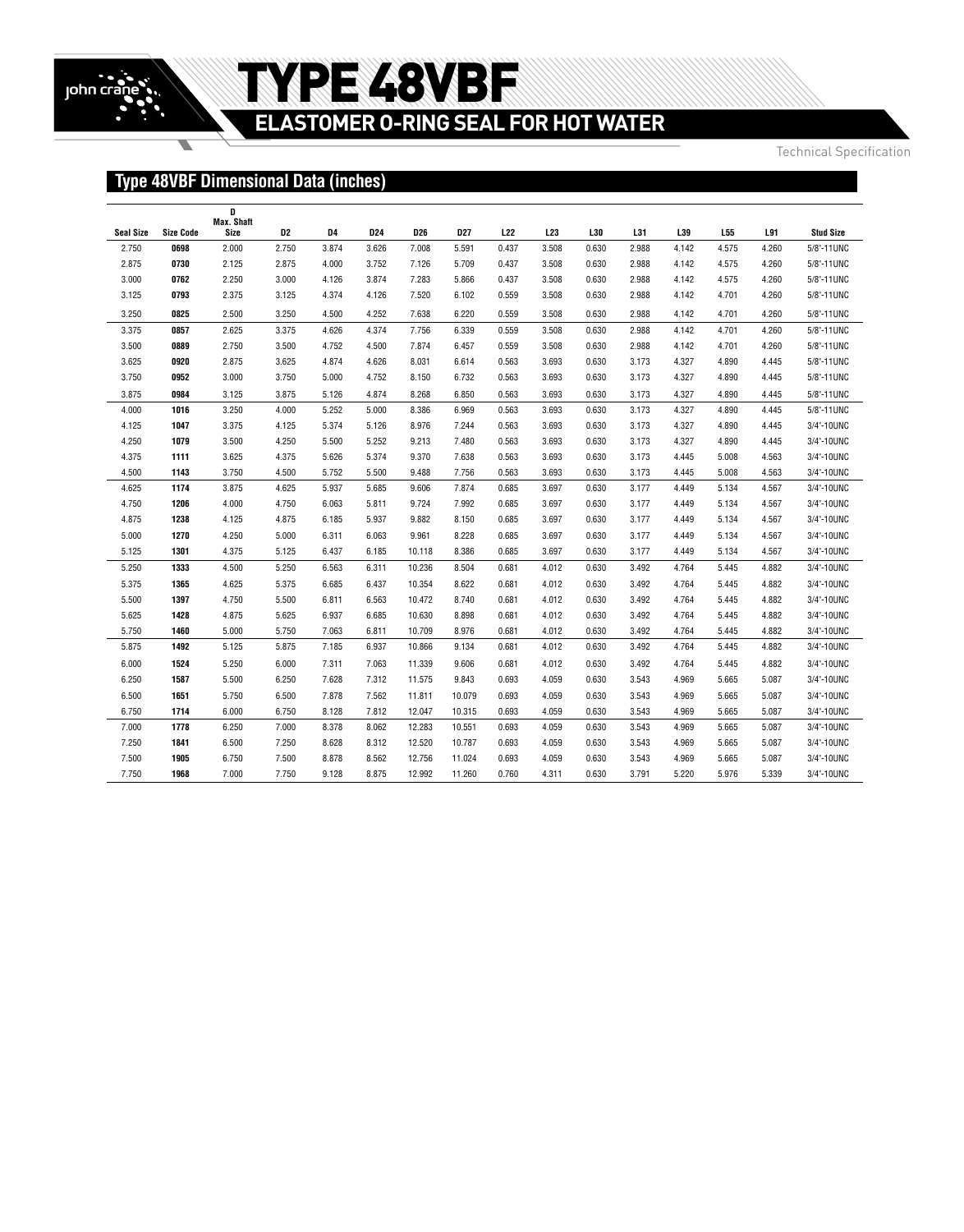# TYPE 48VBF

## ELASTOMER O-RING SEAL FOR HOT WATER

Technical Specification

### Type 48VBF Dimensional Data (inches)

| Seal Size | Size Code | D Max. Shaft Size | D2 | D4 | D24 | D26 | D27 | L22 | L23 | L30 | L31 | L39 | L55 | L91 | Stud Size |
|---|---|---|---|---|---|---|---|---|---|---|---|---|---|---|---|
| 2.750 | **0698** | 2.000 | 2.750 | 3.874 | 3.626 | 7.008 | 5.591 | 0.437 | 3.508 | 0.630 | 2.988 | 4.142 | 4.575 | 4.260 | 5/8"-11UNC |
| 2.875 | **0730** | 2.125 | 2.875 | 4.000 | 3.752 | 7.126 | 5.709 | 0.437 | 3.508 | 0.630 | 2.988 | 4.142 | 4.575 | 4.260 | 5/8"-11UNC |
| 3.000 | **0762** | 2.250 | 3.000 | 4.126 | 3.874 | 7.283 | 5.866 | 0.437 | 3.508 | 0.630 | 2.988 | 4.142 | 4.575 | 4.260 | 5/8"-11UNC |
| 3.125 | **0793** | 2.375 | 3.125 | 4.374 | 4.126 | 7.520 | 6.102 | 0.559 | 3.508 | 0.630 | 2.988 | 4.142 | 4.701 | 4.260 | 5/8"-11UNC |
| 3.250 | **0825** | 2.500 | 3.250 | 4.500 | 4.252 | 7.638 | 6.220 | 0.559 | 3.508 | 0.630 | 2.988 | 4.142 | 4.701 | 4.260 | 5/8"-11UNC |
| 3.375 | **0857** | 2.625 | 3.375 | 4.626 | 4.374 | 7.756 | 6.339 | 0.559 | 3.508 | 0.630 | 2.988 | 4.142 | 4.701 | 4.260 | 5/8"-11UNC |
| 3.500 | **0889** | 2.750 | 3.500 | 4.752 | 4.500 | 7.874 | 6.457 | 0.559 | 3.508 | 0.630 | 2.988 | 4.142 | 4.701 | 4.260 | 5/8"-11UNC |
| 3.625 | **0920** | 2.875 | 3.625 | 4.874 | 4.626 | 8.031 | 6.614 | 0.563 | 3.693 | 0.630 | 3.173 | 4.327 | 4.890 | 4.445 | 5/8"-11UNC |
| 3.750 | **0952** | 3.000 | 3.750 | 5.000 | 4.752 | 8.150 | 6.732 | 0.563 | 3.693 | 0.630 | 3.173 | 4.327 | 4.890 | 4.445 | 5/8"-11UNC |
| 3.875 | **0984** | 3.125 | 3.875 | 5.126 | 4.874 | 8.268 | 6.850 | 0.563 | 3.693 | 0.630 | 3.173 | 4.327 | 4.890 | 4.445 | 5/8"-11UNC |
| 4.000 | **1016** | 3.250 | 4.000 | 5.252 | 5.000 | 8.386 | 6.969 | 0.563 | 3.693 | 0.630 | 3.173 | 4.327 | 4.890 | 4.445 | 5/8"-11UNC |
| 4.125 | **1047** | 3.375 | 4.125 | 5.374 | 5.126 | 8.976 | 7.244 | 0.563 | 3.693 | 0.630 | 3.173 | 4.327 | 4.890 | 4.445 | 3/4"-10UNC |
| 4.250 | **1079** | 3.500 | 4.250 | 5.500 | 5.252 | 9.213 | 7.480 | 0.563 | 3.693 | 0.630 | 3.173 | 4.327 | 4.890 | 4.445 | 3/4"-10UNC |
| 4.375 | **1111** | 3.625 | 4.375 | 5.626 | 5.374 | 9.370 | 7.638 | 0.563 | 3.693 | 0.630 | 3.173 | 4.445 | 5.008 | 4.563 | 3/4"-10UNC |
| 4.500 | **1143** | 3.750 | 4.500 | 5.752 | 5.500 | 9.488 | 7.756 | 0.563 | 3.693 | 0.630 | 3.173 | 4.445 | 5.008 | 4.563 | 3/4"-10UNC |
| 4.625 | **1174** | 3.875 | 4.625 | 5.937 | 5.685 | 9.606 | 7.874 | 0.685 | 3.697 | 0.630 | 3.177 | 4.449 | 5.134 | 4.567 | 3/4"-10UNC |
| 4.750 | **1206** | 4.000 | 4.750 | 6.063 | 5.811 | 9.724 | 7.992 | 0.685 | 3.697 | 0.630 | 3.177 | 4.449 | 5.134 | 4.567 | 3/4"-10UNC |
| 4.875 | **1238** | 4.125 | 4.875 | 6.185 | 5.937 | 9.882 | 8.150 | 0.685 | 3.697 | 0.630 | 3.177 | 4.449 | 5.134 | 4.567 | 3/4"-10UNC |
| 5.000 | **1270** | 4.250 | 5.000 | 6.311 | 6.063 | 9.961 | 8.228 | 0.685 | 3.697 | 0.630 | 3.177 | 4.449 | 5.134 | 4.567 | 3/4"-10UNC |
| 5.125 | **1301** | 4.375 | 5.125 | 6.437 | 6.185 | 10.118 | 8.386 | 0.685 | 3.697 | 0.630 | 3.177 | 4.449 | 5.134 | 4.567 | 3/4"-10UNC |
| 5.250 | **1333** | 4.500 | 5.250 | 6.563 | 6.311 | 10.236 | 8.504 | 0.681 | 4.012 | 0.630 | 3.492 | 4.764 | 5.445 | 4.882 | 3/4"-10UNC |
| 5.375 | **1365** | 4.625 | 5.375 | 6.685 | 6.437 | 10.354 | 8.622 | 0.681 | 4.012 | 0.630 | 3.492 | 4.764 | 5.445 | 4.882 | 3/4"-10UNC |
| 5.500 | **1397** | 4.750 | 5.500 | 6.811 | 6.563 | 10.472 | 8.740 | 0.681 | 4.012 | 0.630 | 3.492 | 4.764 | 5.445 | 4.882 | 3/4"-10UNC |
| 5.625 | **1428** | 4.875 | 5.625 | 6.937 | 6.685 | 10.630 | 8.898 | 0.681 | 4.012 | 0.630 | 3.492 | 4.764 | 5.445 | 4.882 | 3/4"-10UNC |
| 5.750 | **1460** | 5.000 | 5.750 | 7.063 | 6.811 | 10.709 | 8.976 | 0.681 | 4.012 | 0.630 | 3.492 | 4.764 | 5.445 | 4.882 | 3/4"-10UNC |
| 5.875 | **1492** | 5.125 | 5.875 | 7.185 | 6.937 | 10.866 | 9.134 | 0.681 | 4.012 | 0.630 | 3.492 | 4.764 | 5.445 | 4.882 | 3/4"-10UNC |
| 6.000 | **1524** | 5.250 | 6.000 | 7.311 | 7.063 | 11.339 | 9.606 | 0.681 | 4.012 | 0.630 | 3.492 | 4.764 | 5.445 | 4.882 | 3/4"-10UNC |
| 6.250 | **1587** | 5.500 | 6.250 | 7.628 | 7.312 | 11.575 | 9.843 | 0.693 | 4.059 | 0.630 | 3.543 | 4.969 | 5.665 | 5.087 | 3/4"-10UNC |
| 6.500 | **1651** | 5.750 | 6.500 | 7.878 | 7.562 | 11.811 | 10.079 | 0.693 | 4.059 | 0.630 | 3.543 | 4.969 | 5.665 | 5.087 | 3/4"-10UNC |
| 6.750 | **1714** | 6.000 | 6.750 | 8.128 | 7.812 | 12.047 | 10.315 | 0.693 | 4.059 | 0.630 | 3.543 | 4.969 | 5.665 | 5.087 | 3/4"-10UNC |
| 7.000 | **1778** | 6.250 | 7.000 | 8.378 | 8.062 | 12.283 | 10.551 | 0.693 | 4.059 | 0.630 | 3.543 | 4.969 | 5.665 | 5.087 | 3/4"-10UNC |
| 7.250 | **1841** | 6.500 | 7.250 | 8.628 | 8.312 | 12.520 | 10.787 | 0.693 | 4.059 | 0.630 | 3.543 | 4.969 | 5.665 | 5.087 | 3/4"-10UNC |
| 7.500 | **1905** | 6.750 | 7.500 | 8.878 | 8.562 | 12.756 | 11.024 | 0.693 | 4.059 | 0.630 | 3.543 | 4.969 | 5.665 | 5.087 | 3/4"-10UNC |
| 7.750 | **1968** | 7.000 | 7.750 | 9.128 | 8.875 | 12.992 | 11.260 | 0.760 | 4.311 | 0.630 | 3.791 | 5.220 | 5.976 | 5.339 | 3/4"-10UNC |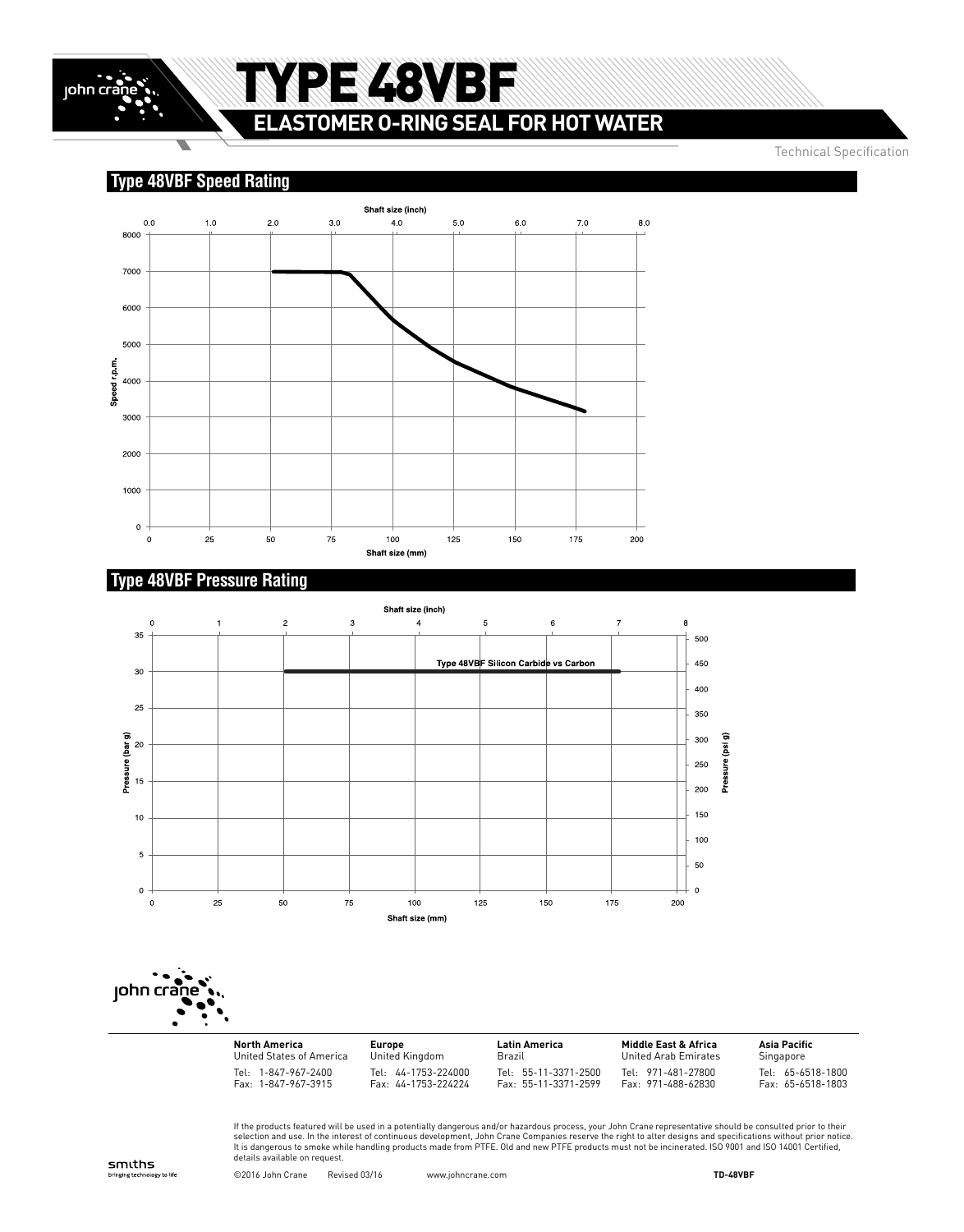# TYPE 48VBF

## ELASTOMER O-RING SEAL FOR HOT WATER

Technical Specification

## Type 48VBF Speed Rating

Shaft size (inch)

0.0
1.0
2.0
3.0
4.0
5.0
6.0
7.0
8.0

Speed r.p.m.

8000
7000
6000
5000
4000
3000
2000
1000
0

0
25
50
75
100
125
150
175
200

Shaft size (mm)

## Type 48VBF Pressure Rating

Shaft size (inch)

0
1
2
3
4
5
6
7
8

Pressure (bar g)

35
30
25
20
15
10
5
0

Pressure (psi g)

500
450
400
350
300
250
200
150
100
50
0

Type 48VBF Silicon Carbide vs Carbon

0
25
50
75
100
125
150
175
200

Shaft size (mm)

john crane

| North America | Europe | Latin America | Middle East & Africa | Asia Pacific |
|---|---|---|---|---|
| United States of America | United Kingdom | Brazil | United Arab Emirates | Singapore |
| Tel: 1-847-967-2400 | Tel: 44-1753-224000 | Tel: 55-11-3371-2500 | Tel: 971-481-27800 | Tel: 65-6518-1800 |
| Fax: 1-847-967-3915 | Fax: 44-1753-224224 | Fax: 55-11-3371-2599 | Fax: 971-488-62830 | Fax: 65-6518-1803 |

If the products featured will be used in a potentially dangerous and/or hazardous process, your John Crane representative should be consulted prior to their selection and use. In the interest of continuous development, John Crane Companies reserve the right to alter designs and specifications without prior notice. It is dangerous to smoke while handling products made from PTFE. Old and new PTFE products must not be incinerated. ISO 9001 and ISO 14001 Certified, details available on request.

smiths
bringing technology to life

©2016 John Crane Revised 03/16 www.johncrane.com TD-48VBF